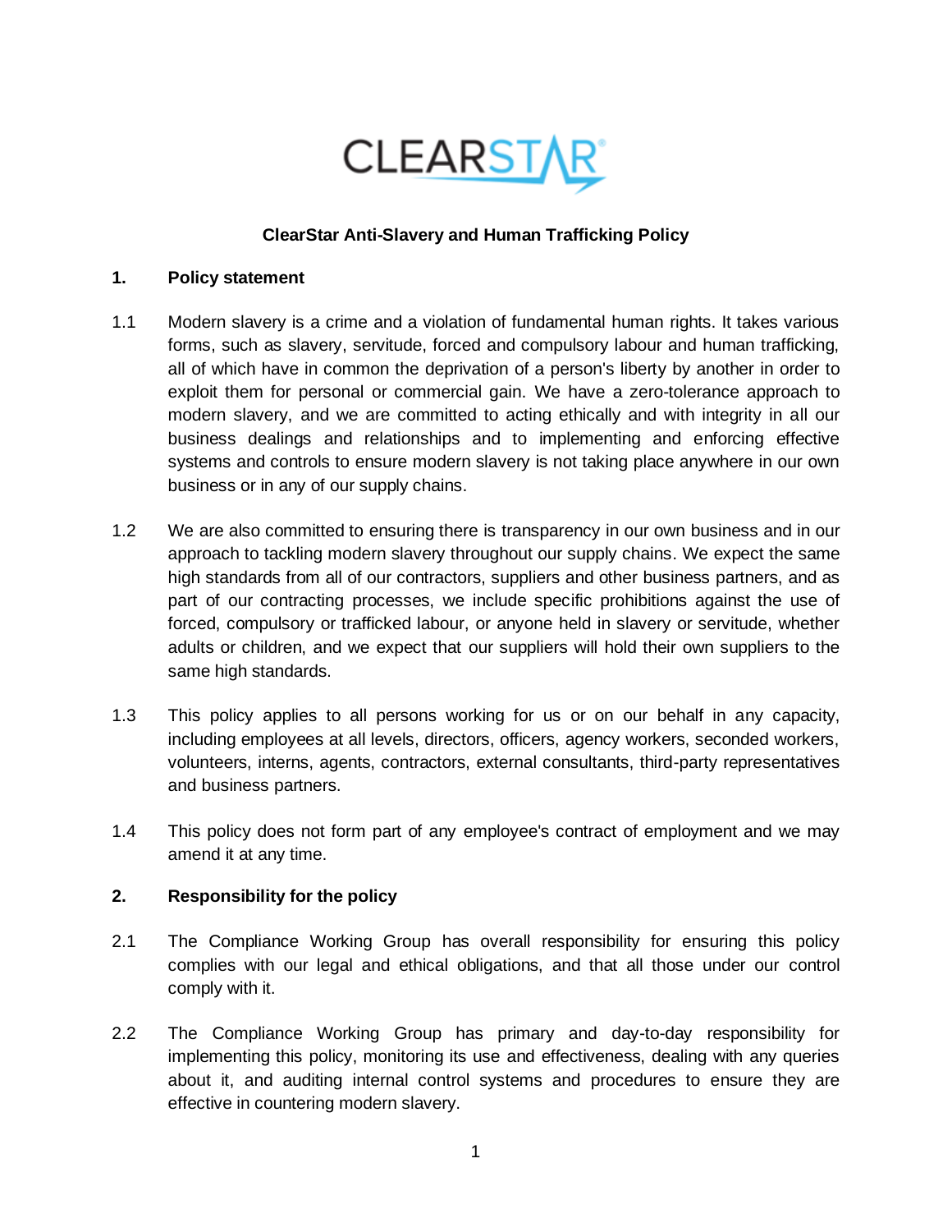# ClearStar Anti-Slavery and Human Trafficking Policy

## 1. Policy statement

1.1 Modern slavery is a crime and a violation of fundamental human rights. It takes various forms, such as slavery, servitude, forced and compulsory labour and human trafficking, all of which have in common the deprivation of a person's liberty by another in order to exploit them for personal or commercial gain. We have a zero-tolerance approach to modern slavery, and we are committed to acting ethically and with integrity in all our business dealings and relationships and to implementing and enforcing effective systems and controls to ensure modern slavery is not taking place anywhere in our own business or in any of our supply chains.

1.2 We are also committed to ensuring there is transparency in our own business and in our approach to tackling modern slavery throughout our supply chains. We expect the same high standards from all of our contractors, suppliers and other business partners, and as part of our contracting processes, we include specific prohibitions against the use of forced, compulsory or trafficked labour, or anyone held in slavery or servitude, whether adults or children, and we expect that our suppliers will hold their own suppliers to the same high standards.

1.3 This policy applies to all persons working for us or on our behalf in any capacity, including employees at all levels, directors, officers, agency workers, seconded workers, volunteers, interns, agents, contractors, external consultants, third-party representatives and business partners.

1.4 This policy does not form part of any employee's contract of employment and we may amend it at any time.

## 2. Responsibility for the policy

2.1 The Compliance Working Group has overall responsibility for ensuring this policy complies with our legal and ethical obligations, and that all those under our control comply with it.

2.2 The Compliance Working Group has primary and day-to-day responsibility for implementing this policy, monitoring its use and effectiveness, dealing with any queries about it, and auditing internal control systems and procedures to ensure they are effective in countering modern slavery.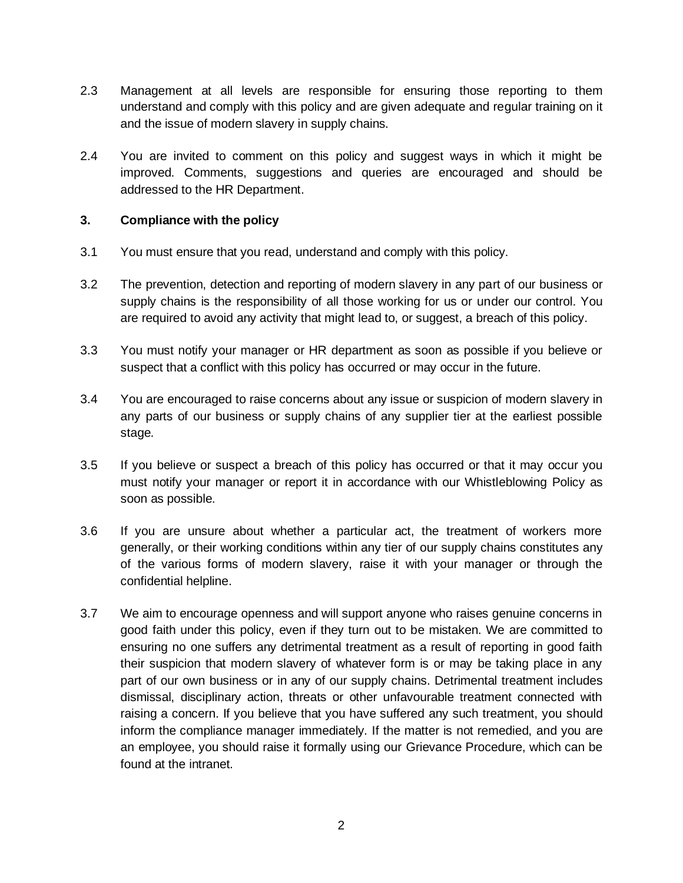2.3 Management at all levels are responsible for ensuring those reporting to them understand and comply with this policy and are given adequate and regular training on it and the issue of modern slavery in supply chains.

2.4 You are invited to comment on this policy and suggest ways in which it might be improved. Comments, suggestions and queries are encouraged and should be addressed to the HR Department.

## 3. Compliance with the policy

3.1 You must ensure that you read, understand and comply with this policy.

3.2 The prevention, detection and reporting of modern slavery in any part of our business or supply chains is the responsibility of all those working for us or under our control. You are required to avoid any activity that might lead to, or suggest, a breach of this policy.

3.3 You must notify your manager or HR department as soon as possible if you believe or suspect that a conflict with this policy has occurred or may occur in the future.

3.4 You are encouraged to raise concerns about any issue or suspicion of modern slavery in any parts of our business or supply chains of any supplier tier at the earliest possible stage.

3.5 If you believe or suspect a breach of this policy has occurred or that it may occur you must notify your manager or report it in accordance with our Whistleblowing Policy as soon as possible.

3.6 If you are unsure about whether a particular act, the treatment of workers more generally, or their working conditions within any tier of our supply chains constitutes any of the various forms of modern slavery, raise it with your manager or through the confidential helpline.

3.7 We aim to encourage openness and will support anyone who raises genuine concerns in good faith under this policy, even if they turn out to be mistaken. We are committed to ensuring no one suffers any detrimental treatment as a result of reporting in good faith their suspicion that modern slavery of whatever form is or may be taking place in any part of our own business or in any of our supply chains. Detrimental treatment includes dismissal, disciplinary action, threats or other unfavourable treatment connected with raising a concern. If you believe that you have suffered any such treatment, you should inform the compliance manager immediately. If the matter is not remedied, and you are an employee, you should raise it formally using our Grievance Procedure, which can be found at the intranet.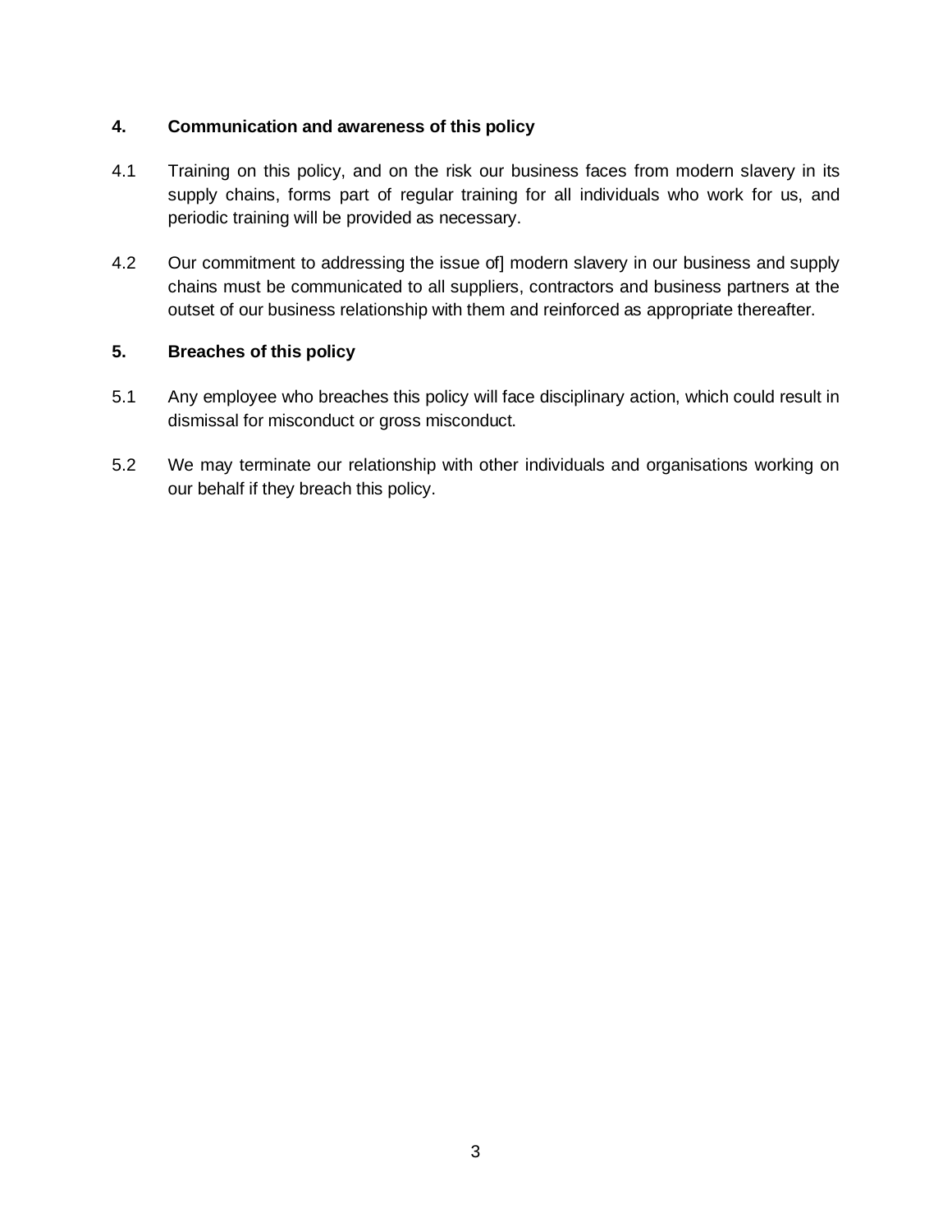## 4. Communication and awareness of this policy

4.1 Training on this policy, and on the risk our business faces from modern slavery in its supply chains, forms part of regular training for all individuals who work for us, and periodic training will be provided as necessary.

4.2 Our commitment to addressing the issue of] modern slavery in our business and supply chains must be communicated to all suppliers, contractors and business partners at the outset of our business relationship with them and reinforced as appropriate thereafter.

## 5. Breaches of this policy

5.1 Any employee who breaches this policy will face disciplinary action, which could result in dismissal for misconduct or gross misconduct.

5.2 We may terminate our relationship with other individuals and organisations working on our behalf if they breach this policy.